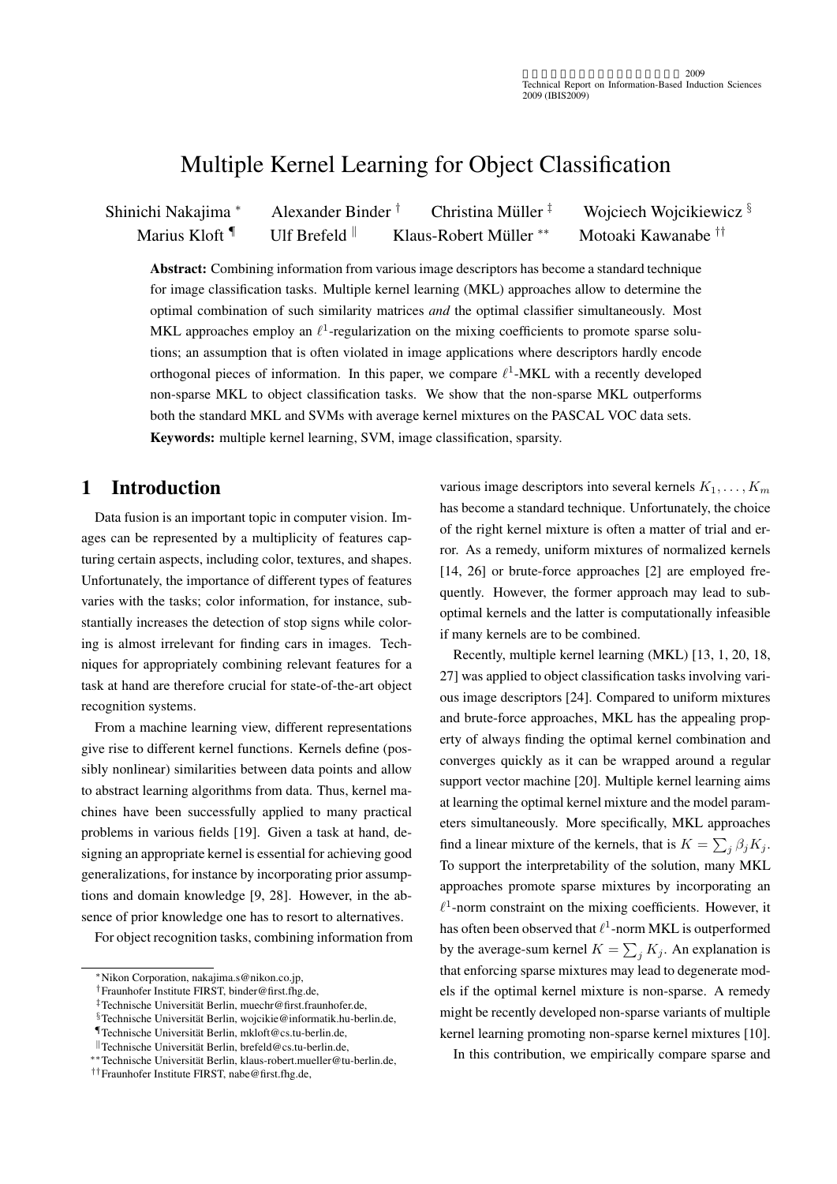# Multiple Kernel Learning for Object Classification

Shinichi Nakajima [*] Alexander Binder [†] Christina Müller [‡] Wojciech Wojcikiewicz [§] Marius Kloft [¶] Ulf Brefeld [‖] Klaus-Robert Müller [**] Motoaki Kawanabe [††]

**Abstract:** Combining information from various image descriptors has become a standard technique for image classification tasks. Multiple kernel learning (MKL) approaches allow to determine the optimal combination of such similarity matrices *and* the optimal classifier simultaneously. Most MKL approaches employ an $\ell^1$-regularization on the mixing coefficients to promote sparse solutions; an assumption that is often violated in image applications where descriptors hardly encode orthogonal pieces of information. In this paper, we compare $\ell^1$-MKL with a recently developed non-sparse MKL to object classification tasks. We show that the non-sparse MKL outperforms both the standard MKL and SVMs with average kernel mixtures on the PASCAL VOC data sets.

**Keywords:** multiple kernel learning, SVM, image classification, sparsity.

## 1 Introduction

Data fusion is an important topic in computer vision. Images can be represented by a multiplicity of features capturing certain aspects, including color, textures, and shapes. Unfortunately, the importance of different types of features varies with the tasks; color information, for instance, substantially increases the detection of stop signs while coloring is almost irrelevant for finding cars in images. Techniques for appropriately combining relevant features for a task at hand are therefore crucial for state-of-the-art object recognition systems.

From a machine learning view, different representations give rise to different kernel functions. Kernels define (possibly nonlinear) similarities between data points and allow to abstract learning algorithms from data. Thus, kernel machines have been successfully applied to many practical problems in various fields [19]. Given a task at hand, designing an appropriate kernel is essential for achieving good generalizations, for instance by incorporating prior assumptions and domain knowledge [9, 28]. However, in the absence of prior knowledge one has to resort to alternatives.

For object recognition tasks, combining information from various image descriptors into several kernels $K_1, \ldots, K_m$ has become a standard technique. Unfortunately, the choice of the right kernel mixture is often a matter of trial and error. As a remedy, uniform mixtures of normalized kernels [14, 26] or brute-force approaches [2] are employed frequently. However, the former approach may lead to suboptimal kernels and the latter is computationally infeasible if many kernels are to be combined.

Recently, multiple kernel learning (MKL) [13, 1, 20, 18, 27] was applied to object classification tasks involving various image descriptors [24]. Compared to uniform mixtures and brute-force approaches, MKL has the appealing property of always finding the optimal kernel combination and converges quickly as it can be wrapped around a regular support vector machine [20]. Multiple kernel learning aims at learning the optimal kernel mixture and the model parameters simultaneously. More specifically, MKL approaches find a linear mixture of the kernels, that is $K = \sum_j \beta_j K_j$. To support the interpretability of the solution, many MKL approaches promote sparse mixtures by incorporating an $\ell^1$-norm constraint on the mixing coefficients. However, it has often been observed that $\ell^1$-norm MKL is outperformed by the average-sum kernel $K = \sum_j K_j$. An explanation is that enforcing sparse mixtures may lead to degenerate models if the optimal kernel mixture is non-sparse. A remedy might be recently developed non-sparse variants of multiple kernel learning promoting non-sparse kernel mixtures [10].

In this contribution, we empirically compare sparse and

[*] Nikon Corporation, nakajima.s@nikon.co.jp,
[†] Fraunhofer Institute FIRST, binder@first.fhg.de,
[‡] Technische Universität Berlin, muechr@first.fraunhofer.de,
[§] Technische Universität Berlin, wojcikie@informatik.hu-berlin.de,
[¶] Technische Universität Berlin, mkloft@cs.tu-berlin.de,
[‖] Technische Universität Berlin, brefeld@cs.tu-berlin.de,
[**] Technische Universität Berlin, klaus-robert.mueller@tu-berlin.de,
[††] Fraunhofer Institute FIRST, nabe@first.fhg.de,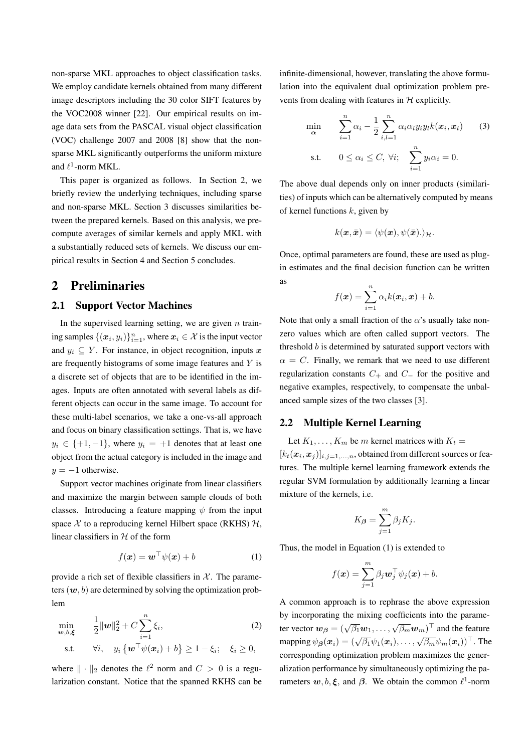non-sparse MKL approaches to object classification tasks. We employ candidate kernels obtained from many different image descriptors including the 30 color SIFT features by the VOC2008 winner [22]. Our empirical results on image data sets from the PASCAL visual object classification (VOC) challenge 2007 and 2008 [8] show that the non-sparse MKL significantly outperforms the uniform mixture and $\ell^1$-norm MKL.

This paper is organized as follows. In Section 2, we briefly review the underlying techniques, including sparse and non-sparse MKL. Section 3 discusses similarities between the prepared kernels. Based on this analysis, we precompute averages of similar kernels and apply MKL with a substantially reduced sets of kernels. We discuss our empirical results in Section 4 and Section 5 concludes.

## 2 Preliminaries

### 2.1 Support Vector Machines

In the supervised learning setting, we are given $n$ training samples $\{(\boldsymbol{x}_i, y_i)\}_{i=1}^n$, where $\boldsymbol{x}_i \in \mathcal{X}$ is the input vector and $y_i \subseteq Y$. For instance, in object recognition, inputs $\boldsymbol{x}$ are frequently histograms of some image features and $Y$ is a discrete set of objects that are to be identified in the images. Inputs are often annotated with several labels as different objects can occur in the same image. To account for these multi-label scenarios, we take a one-vs-all approach and focus on binary classification settings. That is, we have $y_i \in \{+1, -1\}$, where $y_i = +1$ denotes that at least one object from the actual category is included in the image and $y = -1$ otherwise.

Support vector machines originate from linear classifiers and maximize the margin between sample clouds of both classes. Introducing a feature mapping $\psi$ from the input space $\mathcal{X}$ to a reproducing kernel Hilbert space (RKHS) $\mathcal{H}$, linear classifiers in $\mathcal{H}$ of the form

$$f(\boldsymbol{x}) = \boldsymbol{w}^\top \psi(\boldsymbol{x}) + b \tag{1}$$

provide a rich set of flexible classifiers in $\mathcal{X}$. The parameters $(\boldsymbol{w}, b)$ are determined by solving the optimization problem

$$\begin{aligned} \min_{\boldsymbol{w}, b, \boldsymbol{\xi}} \quad & \frac{1}{2}\|\boldsymbol{w}\|_2^2 + C \sum_{i=1}^n \xi_i, \\ \text{s.t.} \quad & \forall i, \quad y_i \left\{ \boldsymbol{w}^\top \psi(\boldsymbol{x}_i) + b \right\} \geq 1 - \xi_i; \quad \xi_i \geq 0, \end{aligned} \tag{2}$$

where $\|\cdot\|_2$ denotes the $\ell^2$ norm and $C > 0$ is a regularization constant. Notice that the spanned RKHS can be infinite-dimensional, however, translating the above formulation into the equivalent dual optimization problem prevents from dealing with features in $\mathcal{H}$ explicitly.

$$\begin{aligned} \min_{\boldsymbol{\alpha}} \quad & \sum_{i=1}^n \alpha_i - \frac{1}{2} \sum_{i,l=1}^n \alpha_i \alpha_l y_i y_l k(\boldsymbol{x}_i, \boldsymbol{x}_l) \\ \text{s.t.} \quad & 0 \leq \alpha_i \leq C, \ \forall i; \quad \sum_{i=1}^n y_i \alpha_i = 0. \end{aligned} \tag{3}$$

The above dual depends only on inner products (similarities) of inputs which can be alternatively computed by means of kernel functions $k$, given by

$$k(\boldsymbol{x}, \bar{\boldsymbol{x}}) = \langle \psi(\boldsymbol{x}), \psi(\bar{\boldsymbol{x}}). \rangle_{\mathcal{H}}.$$

Once, optimal parameters are found, these are used as plug-in estimates and the final decision function can be written as

$$f(\boldsymbol{x}) = \sum_{i=1}^n \alpha_i k(\boldsymbol{x}_i, \boldsymbol{x}) + b.$$

Note that only a small fraction of the $\alpha$'s usually take non-zero values which are often called support vectors. The threshold $b$ is determined by saturated support vectors with $\alpha = C$. Finally, we remark that we need to use different regularization constants $C_+$ and $C_-$ for the positive and negative examples, respectively, to compensate the unbalanced sample sizes of the two classes [3].

### 2.2 Multiple Kernel Learning

Let $K_1, \ldots, K_m$ be $m$ kernel matrices with $K_t = [k_t(\boldsymbol{x}_i, \boldsymbol{x}_j)]_{i,j=1,\ldots,n}$, obtained from different sources or features. The multiple kernel learning framework extends the regular SVM formulation by additionally learning a linear mixture of the kernels, i.e.

$$K_{\boldsymbol{\beta}} = \sum_{j=1}^m \beta_j K_j.$$

Thus, the model in Equation (1) is extended to

$$f(\boldsymbol{x}) = \sum_{j=1}^m \beta_j \boldsymbol{w}_j^\top \psi_j(\boldsymbol{x}) + b.$$

A common approach is to rephrase the above expression by incorporating the mixing coefficients into the parameter vector $\boldsymbol{w}_{\boldsymbol{\beta}} = (\sqrt{\beta_1}\boldsymbol{w}_1, \ldots, \sqrt{\beta_m}\boldsymbol{w}_m)^\top$ and the feature mapping $\psi_{\boldsymbol{\beta}}(\boldsymbol{x}_i) = (\sqrt{\beta_1}\psi_1(\boldsymbol{x}_i), \ldots, \sqrt{\beta_m}\psi_m(\boldsymbol{x}_i))^\top$. The corresponding optimization problem maximizes the generalization performance by simultaneously optimizing the parameters $\boldsymbol{w}, b, \boldsymbol{\xi}$, and $\boldsymbol{\beta}$. We obtain the common $\ell^1$-norm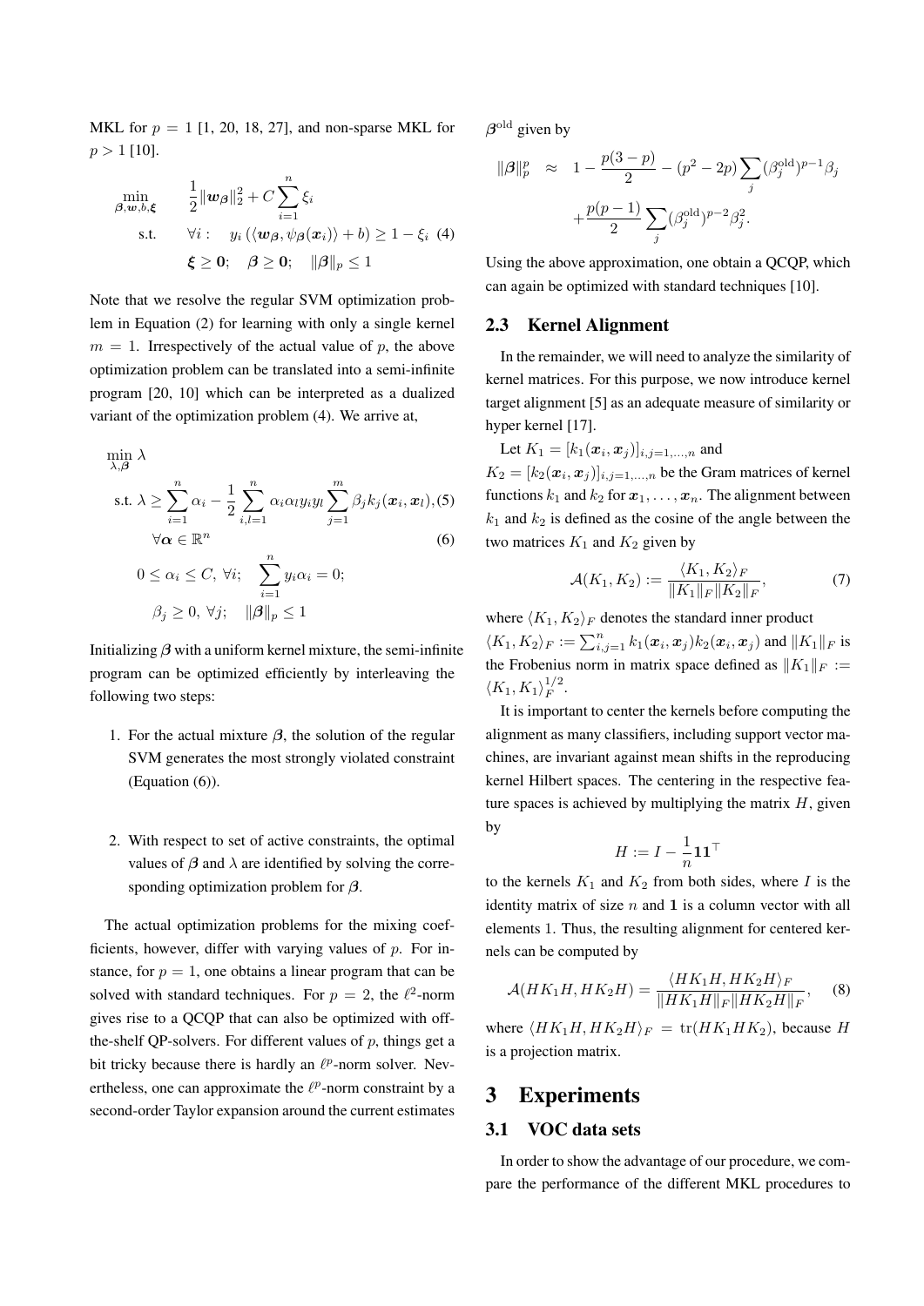MKL for $p = 1$ [1, 20, 18, 27], and non-sparse MKL for $p > 1$ [10].

$$
\begin{aligned}
\min_{\boldsymbol{\beta}, \boldsymbol{w}, b, \boldsymbol{\xi}} \quad & \frac{1}{2}\|\boldsymbol{w}_{\boldsymbol{\beta}}\|_2^2 + C\sum_{i=1}^{n}\xi_i \\
\text{s.t.} \quad & \forall i: \quad y_i\left(\langle \boldsymbol{w}_{\boldsymbol{\beta}}, \psi_{\boldsymbol{\beta}}(\boldsymbol{x}_i)\rangle + b\right) \geq 1 - \xi_i \\
& \boldsymbol{\xi} \geq \mathbf{0}; \quad \boldsymbol{\beta} \geq \mathbf{0}; \quad \|\boldsymbol{\beta}\|_p \leq 1
\end{aligned} \tag{4}
$$

Note that we resolve the regular SVM optimization problem in Equation (2) for learning with only a single kernel $m = 1$. Irrespectively of the actual value of $p$, the above optimization problem can be translated into a semi-infinite program [20, 10] which can be interpreted as a dualized variant of the optimization problem (4). We arrive at,

$$
\min_{\lambda, \boldsymbol{\beta}} \lambda
$$

$$
\text{s.t. } \lambda \geq \sum_{i=1}^{n}\alpha_i - \frac{1}{2}\sum_{i,l=1}^{n}\alpha_i\alpha_l y_i y_l \sum_{j=1}^{m}\beta_j k_j(\boldsymbol{x}_i, \boldsymbol{x}_l), \tag{5}
$$

$$
\forall \boldsymbol{\alpha} \in \mathbb{R}^n \tag{6}
$$

$$
0 \leq \alpha_i \leq C, \ \forall i; \quad \sum_{i=1}^{n} y_i\alpha_i = 0;
$$

$$
\beta_j \geq 0, \ \forall j; \quad \|\boldsymbol{\beta}\|_p \leq 1
$$

Initializing $\boldsymbol{\beta}$ with a uniform kernel mixture, the semi-infinite program can be optimized efficiently by interleaving the following two steps:

1. For the actual mixture $\boldsymbol{\beta}$, the solution of the regular SVM generates the most strongly violated constraint (Equation (6)).

2. With respect to set of active constraints, the optimal values of $\boldsymbol{\beta}$ and $\lambda$ are identified by solving the corresponding optimization problem for $\boldsymbol{\beta}$.

The actual optimization problems for the mixing coefficients, however, differ with varying values of $p$. For instance, for $p = 1$, one obtains a linear program that can be solved with standard techniques. For $p = 2$, the $\ell^2$-norm gives rise to a QCQP that can also be optimized with off-the-shelf QP-solvers. For different values of $p$, things get a bit tricky because there is hardly an $\ell^p$-norm solver. Nevertheless, one can approximate the $\ell^p$-norm constraint by a second-order Taylor expansion around the current estimates $\boldsymbol{\beta}^{\text{old}}$ given by

$$
\begin{aligned}
\|\boldsymbol{\beta}\|_p^p \quad \approx \quad & 1 - \frac{p(3-p)}{2} - (p^2 - 2p)\sum_j(\beta_j^{\text{old}})^{p-1}\beta_j \\
& + \frac{p(p-1)}{2}\sum_j(\beta_j^{\text{old}})^{p-2}\beta_j^2.
\end{aligned}
$$

Using the above approximation, one obtain a QCQP, which can again be optimized with standard techniques [10].

## 2.3 Kernel Alignment

In the remainder, we will need to analyze the similarity of kernel matrices. For this purpose, we now introduce kernel target alignment [5] as an adequate measure of similarity or hyper kernel [17].

Let $K_1 = [k_1(\boldsymbol{x}_i, \boldsymbol{x}_j)]_{i,j=1,\ldots,n}$ and $K_2 = [k_2(\boldsymbol{x}_i, \boldsymbol{x}_j)]_{i,j=1,\ldots,n}$ be the Gram matrices of kernel functions $k_1$ and $k_2$ for $\boldsymbol{x}_1, \ldots, \boldsymbol{x}_n$. The alignment between $k_1$ and $k_2$ is defined as the cosine of the angle between the two matrices $K_1$ and $K_2$ given by

$$
\mathcal{A}(K_1, K_2) := \frac{\langle K_1, K_2\rangle_F}{\|K_1\|_F\|K_2\|_F}, \tag{7}
$$

where $\langle K_1, K_2\rangle_F$ denotes the standard inner product $\langle K_1, K_2\rangle_F := \sum_{i,j=1}^{n} k_1(\boldsymbol{x}_i, \boldsymbol{x}_j)k_2(\boldsymbol{x}_i, \boldsymbol{x}_j)$ and $\|K_1\|_F$ is the Frobenius norm in matrix space defined as $\|K_1\|_F := \langle K_1, K_1\rangle_F^{1/2}$.

It is important to center the kernels before computing the alignment as many classifiers, including support vector machines, are invariant against mean shifts in the reproducing kernel Hilbert spaces. The centering in the respective feature spaces is achieved by multiplying the matrix $H$, given by

$$
H := I - \frac{1}{n}\mathbf{1}\mathbf{1}^\top
$$

to the kernels $K_1$ and $K_2$ from both sides, where $I$ is the identity matrix of size $n$ and $\mathbf{1}$ is a column vector with all elements 1. Thus, the resulting alignment for centered kernels can be computed by

$$
\mathcal{A}(HK_1H, HK_2H) = \frac{\langle HK_1H, HK_2H\rangle_F}{\|HK_1H\|_F\|HK_2H\|_F}, \tag{8}
$$

where $\langle HK_1H, HK_2H\rangle_F = \text{tr}(HK_1HK_2)$, because $H$ is a projection matrix.

# 3 Experiments

## 3.1 VOC data sets

In order to show the advantage of our procedure, we compare the performance of the different MKL procedures to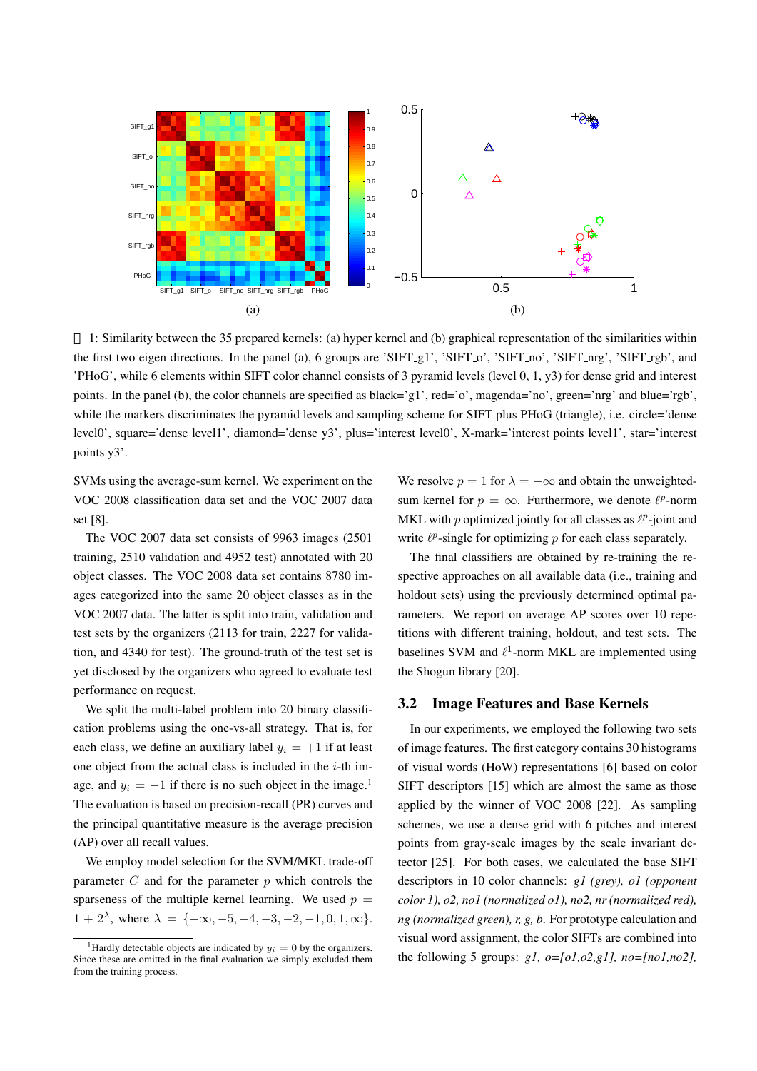Figure 1: Similarity between the 35 prepared kernels: (a) hyper kernel and (b) graphical representation of the similarities within the first two eigen directions. In the panel (a), 6 groups are 'SIFT_g1', 'SIFT_o', 'SIFT_no', 'SIFT_nrg', 'SIFT_rgb', and 'PHoG', while 6 elements within SIFT color channel consists of 3 pyramid levels (level 0, 1, y3) for dense grid and interest points. In the panel (b), the color channels are specified as black='g1', red='o', magenda='no', green='nrg' and blue='rgb', while the markers discriminates the pyramid levels and sampling scheme for SIFT plus PHoG (triangle), i.e. circle='dense level0', square='dense level1', diamond='dense y3', plus='interest level0', X-mark='interest points level1', star='interest points y3'.

SVMs using the average-sum kernel. We experiment on the VOC 2008 classification data set and the VOC 2007 data set [8].

The VOC 2007 data set consists of 9963 images (2501 training, 2510 validation and 4952 test) annotated with 20 object classes. The VOC 2008 data set contains 8780 images categorized into the same 20 object classes as in the VOC 2007 data. The latter is split into train, validation and test sets by the organizers (2113 for train, 2227 for validation, and 4340 for test). The ground-truth of the test set is yet disclosed by the organizers who agreed to evaluate test performance on request.

We split the multi-label problem into 20 binary classification problems using the one-vs-all strategy. That is, for each class, we define an auxiliary label $y_i = +1$ if at least one object from the actual class is included in the $i$-th image, and $y_i = -1$ if there is no such object in the image.[1] The evaluation is based on precision-recall (PR) curves and the principal quantitative measure is the average precision (AP) over all recall values.

We employ model selection for the SVM/MKL trade-off parameter $C$ and for the parameter $p$ which controls the sparseness of the multiple kernel learning. We used $p = 1 + 2^{\lambda}$, where $\lambda = \{-\infty, -5, -4, -3, -2, -1, 0, 1, \infty\}$. We resolve $p = 1$ for $\lambda = -\infty$ and obtain the unweighted-sum kernel for $p = \infty$. Furthermore, we denote $\ell^p$-norm MKL with $p$ optimized jointly for all classes as $\ell^p$-joint and write $\ell^p$-single for optimizing $p$ for each class separately.

The final classifiers are obtained by re-training the respective approaches on all available data (i.e., training and holdout sets) using the previously determined optimal parameters. We report on average AP scores over 10 repetitions with different training, holdout, and test sets. The baselines SVM and $\ell^1$-norm MKL are implemented using the Shogun library [20].

[1] Hardly detectable objects are indicated by $y_i = 0$ by the organizers. Since these are omitted in the final evaluation we simply excluded them from the training process.

### 3.2 Image Features and Base Kernels

In our experiments, we employed the following two sets of image features. The first category contains 30 histograms of visual words (HoW) representations [6] based on color SIFT descriptors [15] which are almost the same as those applied by the winner of VOC 2008 [22]. As sampling schemes, we use a dense grid with 6 pitches and interest points from gray-scale images by the scale invariant detector [25]. For both cases, we calculated the base SIFT descriptors in 10 color channels: *g1 (grey), o1 (opponent color 1), o2, no1 (normalized o1), no2, nr (normalized red), ng (normalized green), r, g, b*. For prototype calculation and visual word assignment, the color SIFTs are combined into the following 5 groups: *g1, o=[o1,o2,g1], no=[no1,no2],*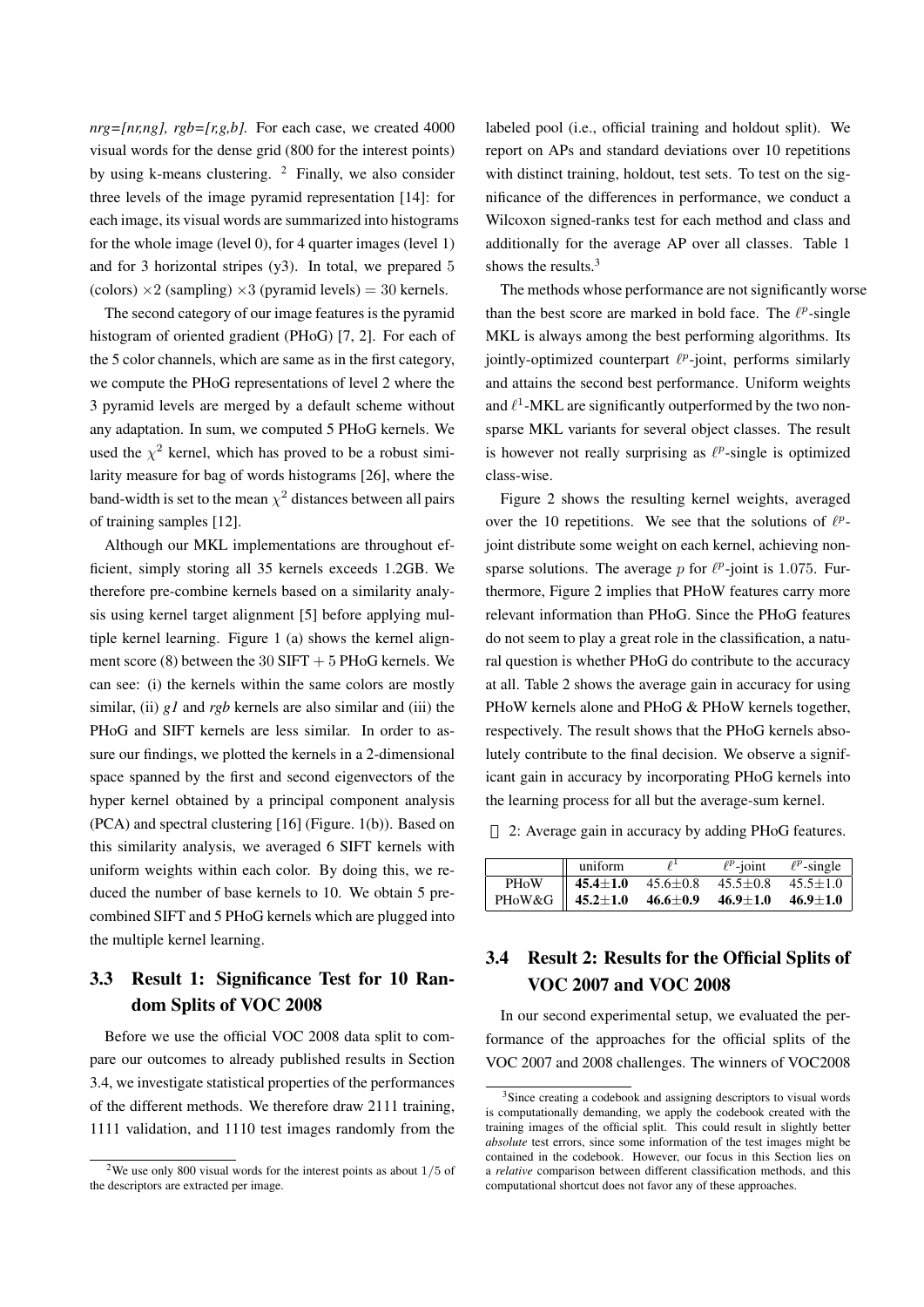*nrg=[nr,ng], rgb=[r,g,b].* For each case, we created 4000 visual words for the dense grid (800 for the interest points) by using k-means clustering. [2] Finally, we also consider three levels of the image pyramid representation [14]: for each image, its visual words are summarized into histograms for the whole image (level 0), for 4 quarter images (level 1) and for 3 horizontal stripes (y3). In total, we prepared $5$ (colors) $\times 2$ (sampling) $\times 3$ (pyramid levels) $= 30$ kernels.

The second category of our image features is the pyramid histogram of oriented gradient (PHoG) [7, 2]. For each of the 5 color channels, which are same as in the first category, we compute the PHoG representations of level 2 where the 3 pyramid levels are merged by a default scheme without any adaptation. In sum, we computed 5 PHoG kernels. We used the $\chi^2$ kernel, which has proved to be a robust similarity measure for bag of words histograms [26], where the band-width is set to the mean $\chi^2$ distances between all pairs of training samples [12].

Although our MKL implementations are throughout efficient, simply storing all 35 kernels exceeds 1.2GB. We therefore pre-combine kernels based on a similarity analysis using kernel target alignment [5] before applying multiple kernel learning. Figure 1 (a) shows the kernel alignment score (8) between the $30$ SIFT $+ 5$ PHoG kernels. We can see: (i) the kernels within the same colors are mostly similar, (ii) *g1* and *rgb* kernels are also similar and (iii) the PHoG and SIFT kernels are less similar. In order to assure our findings, we plotted the kernels in a 2-dimensional space spanned by the first and second eigenvectors of the hyper kernel obtained by a principal component analysis (PCA) and spectral clustering [16] (Figure. 1(b)). Based on this similarity analysis, we averaged 6 SIFT kernels with uniform weights within each color. By doing this, we reduced the number of base kernels to 10. We obtain 5 precombined SIFT and 5 PHoG kernels which are plugged into the multiple kernel learning.

### 3.3 Result 1: Significance Test for 10 Random Splits of VOC 2008

Before we use the official VOC 2008 data split to compare our outcomes to already published results in Section 3.4, we investigate statistical properties of the performances of the different methods. We therefore draw 2111 training, 1111 validation, and 1110 test images randomly from the labeled pool (i.e., official training and holdout split). We report on APs and standard deviations over 10 repetitions with distinct training, holdout, test sets. To test on the significance of the differences in performance, we conduct a Wilcoxon signed-ranks test for each method and class and additionally for the average AP over all classes. Table 1 shows the results.[3]

The methods whose performance are not significantly worse than the best score are marked in bold face. The $\ell^p$-single MKL is always among the best performing algorithms. Its jointly-optimized counterpart $\ell^p$-joint, performs similarly and attains the second best performance. Uniform weights and $\ell^1$-MKL are significantly outperformed by the two non-sparse MKL variants for several object classes. The result is however not really surprising as $\ell^p$-single is optimized class-wise.

Figure 2 shows the resulting kernel weights, averaged over the 10 repetitions. We see that the solutions of $\ell^p$-joint distribute some weight on each kernel, achieving non-sparse solutions. The average $p$ for $\ell^p$-joint is $1.075$. Furthermore, Figure 2 implies that PHoW features carry more relevant information than PHoG. Since the PHoG features do not seem to play a great role in the classification, a natural question is whether PHoG do contribute to the accuracy at all. Table 2 shows the average gain in accuracy for using PHoW kernels alone and PHoG & PHoW kernels together, respectively. The result shows that the PHoG kernels absolutely contribute to the final decision. We observe a significant gain in accuracy by incorporating PHoG kernels into the learning process for all but the average-sum kernel.

表 2: Average gain in accuracy by adding PHoG features.

| | uniform | $\ell^1$ | $\ell^p$-joint | $\ell^p$-single |
|---|---|---|---|---|
| PHoW | **45.4±1.0** | 45.6±0.8 | 45.5±0.8 | 45.5±1.0 |
| PHoW&G | **45.2±1.0** | **46.6±0.9** | **46.9±1.0** | **46.9±1.0** |

### 3.4 Result 2: Results for the Official Splits of VOC 2007 and VOC 2008

In our second experimental setup, we evaluated the performance of the approaches for the official splits of the VOC 2007 and 2008 challenges. The winners of VOC2008

[2] We use only 800 visual words for the interest points as about $1/5$ of the descriptors are extracted per image.

[3] Since creating a codebook and assigning descriptors to visual words is computationally demanding, we apply the codebook created with the training images of the official split. This could result in slightly better *absolute* test errors, since some information of the test images might be contained in the codebook. However, our focus in this Section lies on a *relative* comparison between different classification methods, and this computational shortcut does not favor any of these approaches.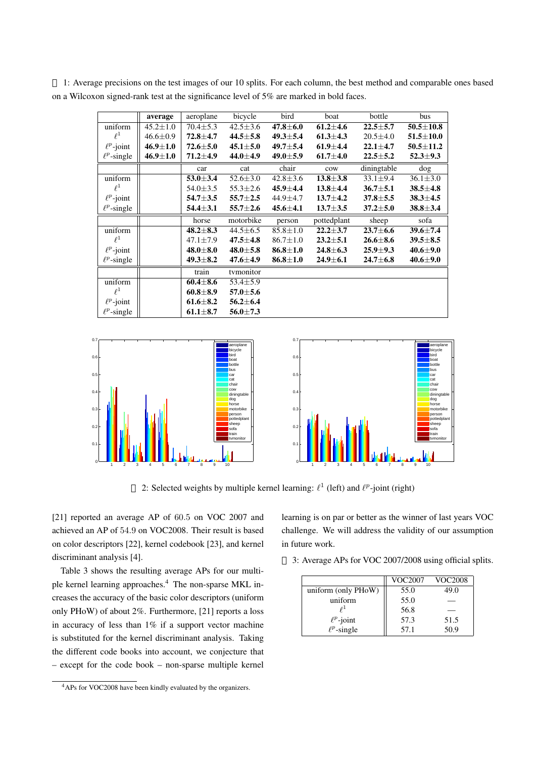1: Average precisions on the test images of our 10 splits. For each column, the best method and comparable ones based on a Wilcoxon signed-rank test at the significance level of 5% are marked in bold faces.

| | **average** | aeroplane | bicycle | bird | boat | bottle | bus |
|---|---|---|---|---|---|---|---|
| uniform | 45.2±1.0 | 70.4±5.3 | 42.5±3.6 | **47.8±6.0** | **61.2±4.6** | **22.5±5.7** | **50.5±10.8** |
| $\ell^1$ | 46.6±0.9 | **72.8±4.7** | **44.5±5.8** | **49.3±5.4** | **61.3±4.3** | 20.5±4.0 | **51.5±10.0** |
| $\ell^p$-joint | **46.9±1.0** | **72.6±5.0** | **45.1±5.0** | **49.7±5.4** | **61.9±4.4** | **22.1±4.7** | **50.5±11.2** |
| $\ell^p$-single | **46.9±1.0** | **71.2±4.9** | **44.0±4.9** | **49.0±5.9** | **61.7±4.0** | **22.5±5.2** | **52.3±9.3** |
| | | car | cat | chair | cow | diningtable | dog |
| uniform | | **53.0±3.4** | 52.6±3.0 | 42.8±3.6 | **13.8±3.8** | 33.1±9.4 | 36.1±3.0 |
| $\ell^1$ | | 54.0±3.5 | 55.3±2.6 | **45.9±4.4** | **13.8±4.4** | **36.7±5.1** | **38.5±4.8** |
| $\ell^p$-joint | | **54.7±3.5** | **55.7±2.5** | 44.9±4.7 | **13.7±4.2** | **37.8±5.5** | **38.3±4.5** |
| $\ell^p$-single | | **54.4±3.1** | **55.7±2.6** | **45.6±4.1** | **13.7±3.5** | **37.2±5.0** | **38.8±3.4** |
| | | horse | motorbike | person | pottedplant | sheep | sofa |
| uniform | | **48.2±8.3** | 44.5±6.5 | 85.8±1.0 | **22.2±3.7** | **23.7±6.6** | **39.6±7.4** |
| $\ell^1$ | | 47.1±7.9 | **47.5±4.8** | 86.7±1.0 | **23.2±5.1** | **26.6±8.6** | **39.5±8.5** |
| $\ell^p$-joint | | **48.0±8.0** | **48.0±5.8** | **86.8±1.0** | **24.8±6.3** | **25.9±9.3** | **40.6±9.0** |
| $\ell^p$-single | | **49.3±8.2** | **47.6±4.9** | **86.8±1.0** | **24.9±6.1** | **24.7±6.8** | **40.6±9.0** |
| | | train | tvmonitor | | | | |
| uniform | | **60.4±8.6** | 53.4±5.9 | | | | |
| $\ell^1$ | | **60.8±8.9** | **57.0±5.6** | | | | |
| $\ell^p$-joint | | **61.6±8.2** | **56.2±6.4** | | | | |
| $\ell^p$-single | | **61.1±8.7** | **56.0±7.3** | | | | |

2: Selected weights by multiple kernel learning: $\ell^1$ (left) and $\ell^p$-joint (right)

[21] reported an average AP of 60.5 on VOC 2007 and achieved an AP of 54.9 on VOC2008. Their result is based on color descriptors [22], kernel codebook [23], and kernel discriminant analysis [4].

Table 3 shows the resulting average APs for our multiple kernel learning approaches.[4] The non-sparse MKL increases the accuracy of the basic color descriptors (uniform only PHoW) of about 2%. Furthermore, [21] reports a loss in accuracy of less than 1% if a support vector machine is substituted for the kernel discriminant analysis. Taking the different code books into account, we conjecture that – except for the code book – non-sparse multiple kernel learning is on par or better as the winner of last years VOC challenge. We will address the validity of our assumption in future work.

3: Average APs for VOC 2007/2008 using official splits.

| | VOC2007 | VOC2008 |
|---|---|---|
| uniform (only PHoW) | 55.0 | 49.0 |
| uniform | 55.0 | — |
| $\ell^1$ | 56.8 | — |
| $\ell^p$-joint | 57.3 | 51.5 |
| $\ell^p$-single | 57.1 | 50.9 |

[4] APs for VOC2008 have been kindly evaluated by the organizers.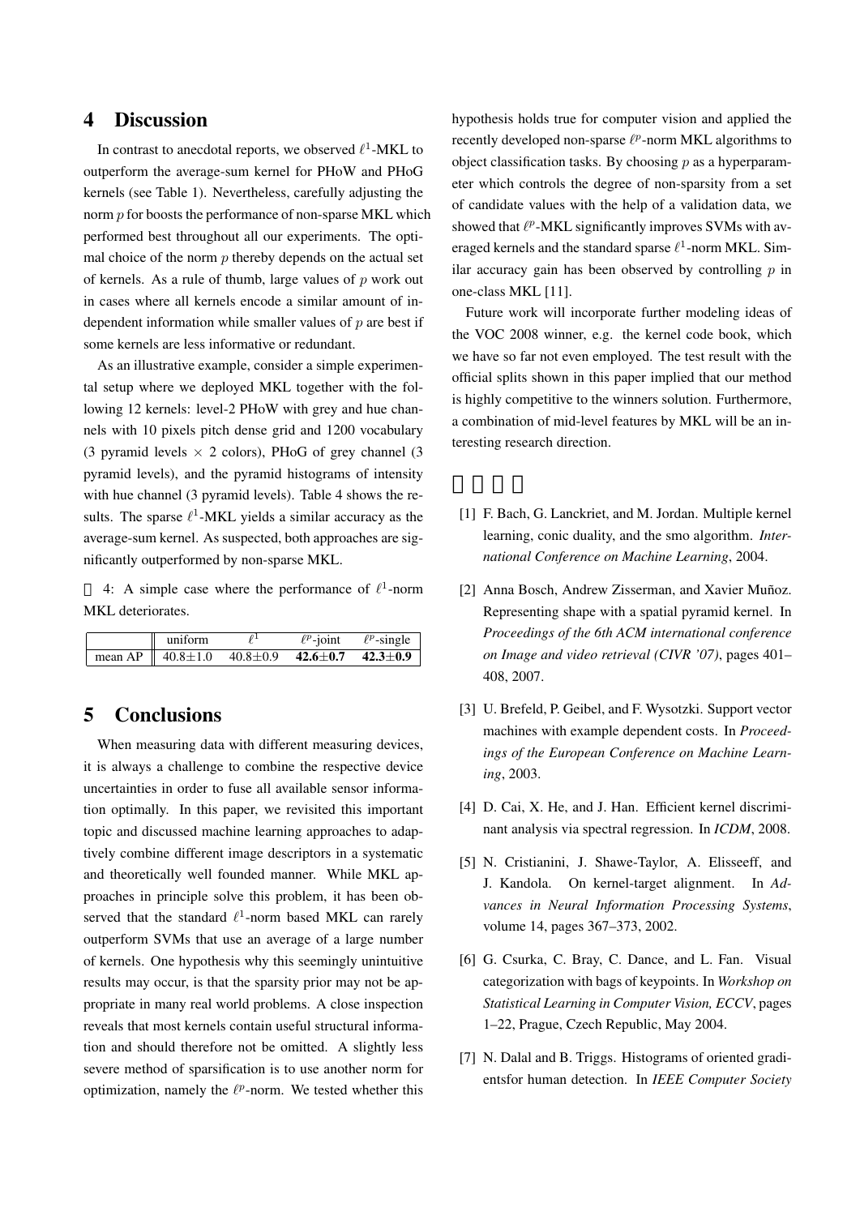## 4 Discussion

In contrast to anecdotal reports, we observed $\ell^1$-MKL to outperform the average-sum kernel for PHoW and PHoG kernels (see Table 1). Nevertheless, carefully adjusting the norm $p$ for boosts the performance of non-sparse MKL which performed best throughout all our experiments. The optimal choice of the norm $p$ thereby depends on the actual set of kernels. As a rule of thumb, large values of $p$ work out in cases where all kernels encode a similar amount of independent information while smaller values of $p$ are best if some kernels are less informative or redundant.

As an illustrative example, consider a simple experimental setup where we deployed MKL together with the following 12 kernels: level-2 PHoW with grey and hue channels with 10 pixels pitch dense grid and 1200 vocabulary (3 pyramid levels $\times$ 2 colors), PHoG of grey channel (3 pyramid levels), and the pyramid histograms of intensity with hue channel (3 pyramid levels). Table 4 shows the results. The sparse $\ell^1$-MKL yields a similar accuracy as the average-sum kernel. As suspected, both approaches are significantly outperformed by non-sparse MKL.

表 4: A simple case where the performance of $\ell^1$-norm MKL deteriorates.

| | uniform | $\ell^1$ | $\ell^p$-joint | $\ell^p$-single |
|---|---|---|---|---|
| mean AP | 40.8±1.0 | 40.8±0.9 | **42.6±0.7** | **42.3±0.9** |

## 5 Conclusions

When measuring data with different measuring devices, it is always a challenge to combine the respective device uncertainties in order to fuse all available sensor information optimally. In this paper, we revisited this important topic and discussed machine learning approaches to adaptively combine different image descriptors in a systematic and theoretically well founded manner. While MKL approaches in principle solve this problem, it has been observed that the standard $\ell^1$-norm based MKL can rarely outperform SVMs that use an average of a large number of kernels. One hypothesis why this seemingly unintuitive results may occur, is that the sparsity prior may not be appropriate in many real world problems. A close inspection reveals that most kernels contain useful structural information and should therefore not be omitted. A slightly less severe method of sparsification is to use another norm for optimization, namely the $\ell^p$-norm. We tested whether this hypothesis holds true for computer vision and applied the recently developed non-sparse $\ell^p$-norm MKL algorithms to object classification tasks. By choosing $p$ as a hyperparameter which controls the degree of non-sparsity from a set of candidate values with the help of a validation data, we showed that $\ell^p$-MKL significantly improves SVMs with averaged kernels and the standard sparse $\ell^1$-norm MKL. Similar accuracy gain has been observed by controlling $p$ in one-class MKL [11].

Future work will incorporate further modeling ideas of the VOC 2008 winner, e.g. the kernel code book, which we have so far not even employed. The test result with the official splits shown in this paper implied that our method is highly competitive to the winners solution. Furthermore, a combination of mid-level features by MKL will be an interesting research direction.

## 参考文献

[1] F. Bach, G. Lanckriet, and M. Jordan. Multiple kernel learning, conic duality, and the smo algorithm. *International Conference on Machine Learning*, 2004.

[2] Anna Bosch, Andrew Zisserman, and Xavier Muñoz. Representing shape with a spatial pyramid kernel. In *Proceedings of the 6th ACM international conference on Image and video retrieval (CIVR '07)*, pages 401–408, 2007.

[3] U. Brefeld, P. Geibel, and F. Wysotzki. Support vector machines with example dependent costs. In *Proceedings of the European Conference on Machine Learning*, 2003.

[4] D. Cai, X. He, and J. Han. Efficient kernel discriminant analysis via spectral regression. In *ICDM*, 2008.

[5] N. Cristianini, J. Shawe-Taylor, A. Elisseeff, and J. Kandola. On kernel-target alignment. In *Advances in Neural Information Processing Systems*, volume 14, pages 367–373, 2002.

[6] G. Csurka, C. Bray, C. Dance, and L. Fan. Visual categorization with bags of keypoints. In *Workshop on Statistical Learning in Computer Vision, ECCV*, pages 1–22, Prague, Czech Republic, May 2004.

[7] N. Dalal and B. Triggs. Histograms of oriented gradientsfor human detection. In *IEEE Computer Society*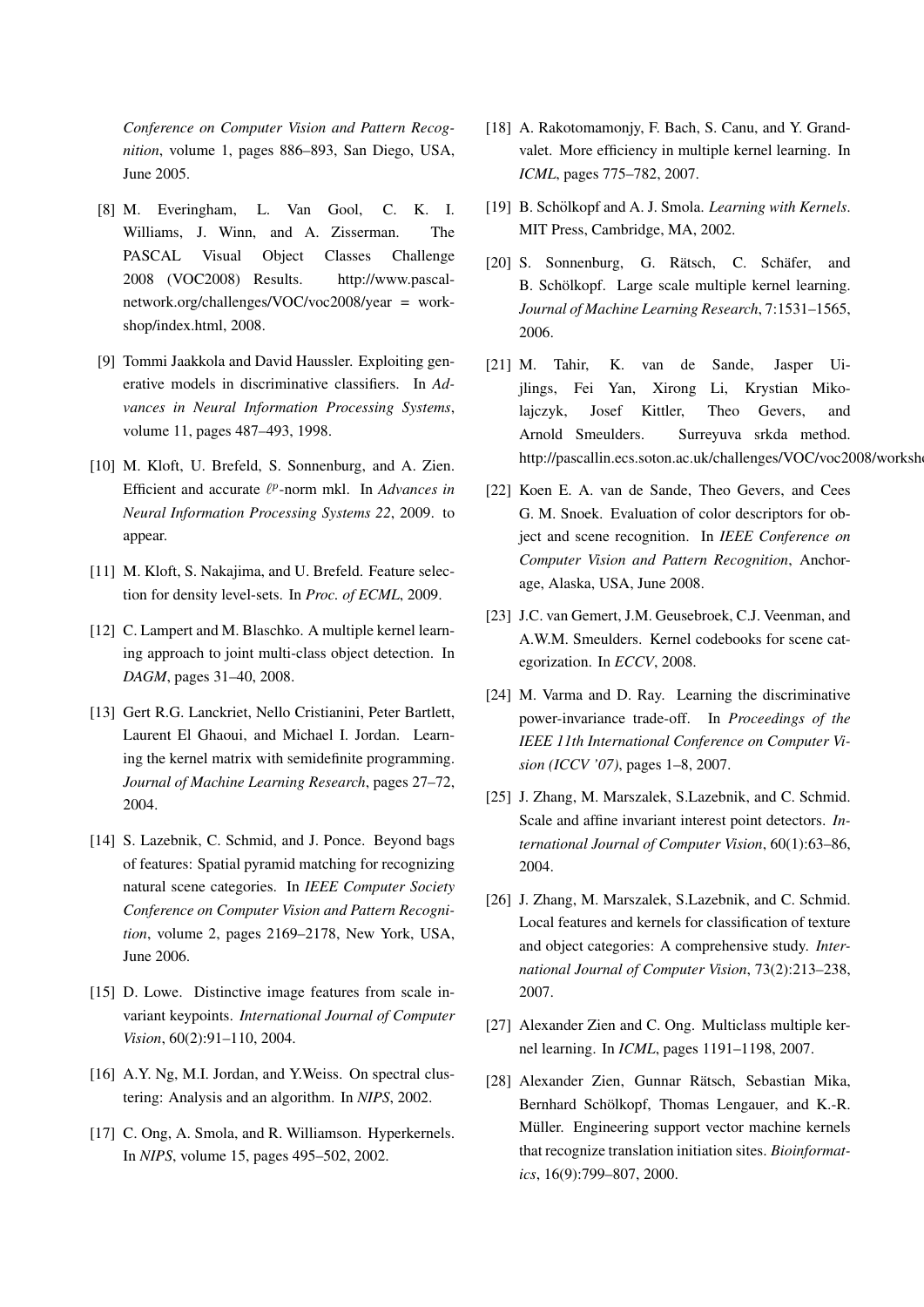*Conference on Computer Vision and Pattern Recognition*, volume 1, pages 886–893, San Diego, USA, June 2005.

[8] M. Everingham, L. Van Gool, C. K. I. Williams, J. Winn, and A. Zisserman. The PASCAL Visual Object Classes Challenge 2008 (VOC2008) Results. http://www.pascal-network.org/challenges/VOC/voc2008/year = workshop/index.html, 2008.

[9] Tommi Jaakkola and David Haussler. Exploiting generative models in discriminative classifiers. In *Advances in Neural Information Processing Systems*, volume 11, pages 487–493, 1998.

[10] M. Kloft, U. Brefeld, S. Sonnenburg, and A. Zien. Efficient and accurate $\ell^p$-norm mkl. In *Advances in Neural Information Processing Systems 22*, 2009. to appear.

[11] M. Kloft, S. Nakajima, and U. Brefeld. Feature selection for density level-sets. In *Proc. of ECML*, 2009.

[12] C. Lampert and M. Blaschko. A multiple kernel learning approach to joint multi-class object detection. In *DAGM*, pages 31–40, 2008.

[13] Gert R.G. Lanckriet, Nello Cristianini, Peter Bartlett, Laurent El Ghaoui, and Michael I. Jordan. Learning the kernel matrix with semidefinite programming. *Journal of Machine Learning Research*, pages 27–72, 2004.

[14] S. Lazebnik, C. Schmid, and J. Ponce. Beyond bags of features: Spatial pyramid matching for recognizing natural scene categories. In *IEEE Computer Society Conference on Computer Vision and Pattern Recognition*, volume 2, pages 2169–2178, New York, USA, June 2006.

[15] D. Lowe. Distinctive image features from scale invariant keypoints. *International Journal of Computer Vision*, 60(2):91–110, 2004.

[16] A.Y. Ng, M.I. Jordan, and Y.Weiss. On spectral clustering: Analysis and an algorithm. In *NIPS*, 2002.

[17] C. Ong, A. Smola, and R. Williamson. Hyperkernels. In *NIPS*, volume 15, pages 495–502, 2002.

[18] A. Rakotomamonjy, F. Bach, S. Canu, and Y. Grandvalet. More efficiency in multiple kernel learning. In *ICML*, pages 775–782, 2007.

[19] B. Schölkopf and A. J. Smola. *Learning with Kernels*. MIT Press, Cambridge, MA, 2002.

[20] S. Sonnenburg, G. Rätsch, C. Schäfer, and B. Schölkopf. Large scale multiple kernel learning. *Journal of Machine Learning Research*, 7:1531–1565, 2006.

[21] M. Tahir, K. van de Sande, Jasper Uijlings, Fei Yan, Xirong Li, Krystian Mikolajczyk, Josef Kittler, Theo Gevers, and Arnold Smeulders. Surreyuva srkda method. http://pascallin.ecs.soton.ac.uk/challenges/VOC/voc2008/worksho

[22] Koen E. A. van de Sande, Theo Gevers, and Cees G. M. Snoek. Evaluation of color descriptors for object and scene recognition. In *IEEE Conference on Computer Vision and Pattern Recognition*, Anchorage, Alaska, USA, June 2008.

[23] J.C. van Gemert, J.M. Geusebroek, C.J. Veenman, and A.W.M. Smeulders. Kernel codebooks for scene categorization. In *ECCV*, 2008.

[24] M. Varma and D. Ray. Learning the discriminative power-invariance trade-off. In *Proceedings of the IEEE 11th International Conference on Computer Vision (ICCV '07)*, pages 1–8, 2007.

[25] J. Zhang, M. Marszalek, S.Lazebnik, and C. Schmid. Scale and affine invariant interest point detectors. *International Journal of Computer Vision*, 60(1):63–86, 2004.

[26] J. Zhang, M. Marszalek, S.Lazebnik, and C. Schmid. Local features and kernels for classification of texture and object categories: A comprehensive study. *International Journal of Computer Vision*, 73(2):213–238, 2007.

[27] Alexander Zien and C. Ong. Multiclass multiple kernel learning. In *ICML*, pages 1191–1198, 2007.

[28] Alexander Zien, Gunnar Rätsch, Sebastian Mika, Bernhard Schölkopf, Thomas Lengauer, and K.-R. Müller. Engineering support vector machine kernels that recognize translation initiation sites. *Bioinformatics*, 16(9):799–807, 2000.